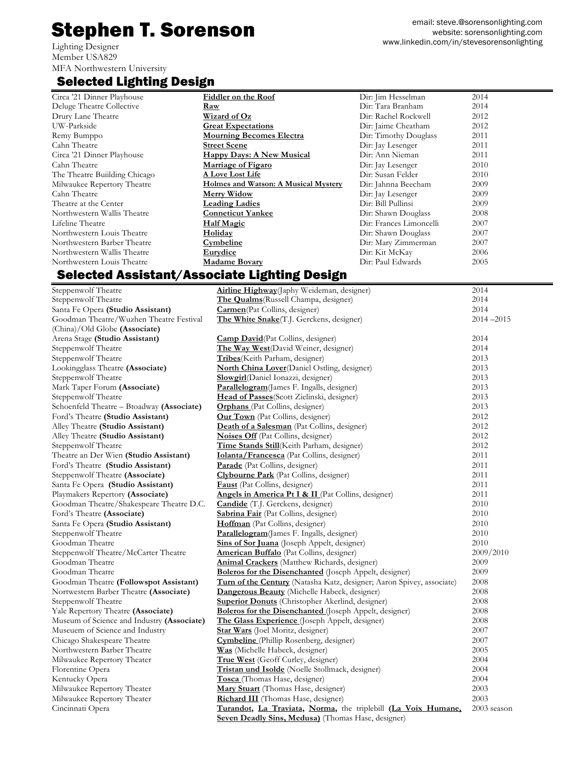# Stephen T. Sorenson

email: steve.@sorensonlighting.com
website: sorensonlighting.com
www.linkedin.com/in/stevesorensonlighting

Lighting Designer
Member USA829
MFA Northwestern University

## Selected Lighting Design

| | | | |
|---|---|---|---|
| Circa '21 Dinner Playhouse | **Fiddler on the Roof** | Dir: Jim Hesselman | 2014 |
| Deluge Theatre Collective | **Raw** | Dir: Tara Branham | 2014 |
| Drury Lane Theatre | **Wizard of Oz** | Dir: Rachel Rockwell | 2012 |
| UW-Parkside | **Great Expectations** | Dir: Jaime Cheatham | 2012 |
| Remy Bumppo | **Mourning Becomes Electra** | Dir: Timothy Douglass | 2011 |
| Cahn Theatre | **Street Scene** | Dir: Jay Lesenger | 2011 |
| Circa '21 Dinner Playhouse | **Happy Days: A New Musical** | Dir: Ann Nieman | 2011 |
| Cahn Theatre | **Marriage of Figaro** | Dir: Jay Lesenger | 2010 |
| The Theatre Buiilding Chicago | **A Love Lost Life** | Dir: Susan Felder | 2010 |
| Milwaukee Repertory Theatre | **Holmes and Watson: A Musical Mystery** | Dir: Jahnna Beecham | 2009 |
| Cahn Theatre | **Merry Widow** | Dir: Jay Lesenger | 2009 |
| Theatre at the Center | **Leading Ladies** | Dir: Bill Pullinsi | 2009 |
| Northwestern Wallis Theatre | **Conneticut Yankee** | Dir: Shawn Douglass | 2008 |
| Lifeline Theatre | **Half Magic** | Dir: Frances Limoncelli | 2007 |
| Northwestern Louis Theatre | **Holiday** | Dir: Shawn Douglass | 2007 |
| Northwestern Barber Theatre | **Cymbeline** | Dir: Mary Zimmerman | 2007 |
| Northwestern Wallis Theatre | **Eurydice** | Dir: Kit McKay | 2006 |
| Northwestern Louis Theatre | **Madame Bovary** | Dir: Paul Edwards | 2005 |

## Selected Assistant/Associate Lighting Design

| | | |
|---|---|---|
| Steppenwolf Theatre | **Airline Highway**(Japhy Weideman, designer) | 2014 |
| Steppenwolf Theatre | **The Qualms**(Russell Champa, designer) | 2014 |
| Santa Fe Opera **(Studio Assistant)** | **Carmen**(Pat Collins, designer) | 2014 |
| Goodman Theatre/Wuzhen Theatre Festival (China)/Old Globe **(Associate)** | **The White Snake**(T.J. Gerckens, designer) | 2014 –2015 |
| Arena Stage **(Studio Assistant)** | **Camp David**(Pat Collins, designer) | 2014 |
| Steppenwolf Theatre | **The Way West**(David Weiner, designer) | 2014 |
| Steppenwolf Theatre | **Tribes**(Keith Parham, designer) | 2013 |
| Lookingglass Theatre **(Associate)** | **North China Lover**(Daniel Ostling, designer) | 2013 |
| Steppenwolf Theatre | **Slowgirl**(Daniel Ionazzi, designer) | 2013 |
| Mark Taper Forum **(Associate)** | **Parallelogram**(James F. Ingalls, designer) | 2013 |
| Steppenwolf Theatre | **Head of Passes**(Scott Zielinski, designer) | 2013 |
| Schoenfeld Theatre – Btoadway **(Associate)** | **Orphans** (Pat Collins, designer) | 2013 |
| Ford's Theatre **(Studio Assistant)** | **Our Town** (Pat Collins, designer) | 2012 |
| Alley Theatre **(Studio Assistant)** | **Death of a Salesman** (Pat Collins, designer) | 2012 |
| Alley Theatre **(Studio Assistant)** | **Noises Off** (Pat Collins, designer) | 2012 |
| Steppenwolf Theatre | **Time Stands Still**(Keith Parham, designer) | 2012 |
| Theatre an Der Wien **(Studio Assistant)** | **Iolanta/Francesca** (Pat Collins, designer) | 2011 |
| Ford's Theatre **(Studio Assistant)** | **Parade** (Pat Collins, designer) | 2011 |
| Steppenwolf Theatre **(Associate)** | **Clybourne Park** (Pat Collins, designer) | 2011 |
| Santa Fe Opera **(Studio Assistant)** | **Faust** (Pat Collins, designer) | 2011 |
| Playmakers Repertory **(Associate)** | **Angels in America Pt I & II** (Pat Collins, designer) | 2011 |
| Goodman Theatre/Shakespeare Theatre D.C. | **Candide** (T.J. Gerckens, designer) | 2010 |
| Ford's Theatre **(Associate)** | **Sabrina Fair** (Pat Collins, designer) | 2010 |
| Santa Fe Opera **(Studio Assistant)** | **Hoffman** (Pat Collins, designer) | 2010 |
| Steppenwolf Theatre | **Parallelogram**(James F. Ingalls, designer) | 2010 |
| Goodman Theatre | **Sins of Sor Juana** (Joseph Appelt, designer) | 2010 |
| Steppenwolf Theatre/McCarter Theatre | **American Buffalo** (Pat Collins, designer) | 2009/2010 |
| Goodman Theatre | **Animal Crackers** (Matthew Richards, designer) | 2009 |
| Goodman Theatre | **Boleros for the Disenchanted** (Joseph Appelt, designer) | 2009 |
| Goodman Theatre **(Followspot Assistant)** | **Turn of the Century** (Natasha Katz, designer; Aaron Spivey, associate) | 2008 |
| Nortwestern Barber Theatre **(Associate)** | **Dangerous Beauty** (Michelle Habeck, designer) | 2008 |
| Steppenwolf Theatre | **Superior Donuts** (Christopher Akerlind, designer) | 2008 |
| Yale Repertory Theatre **(Associate)** | **Boleros for the Disenchanted** (Joseph Appelt, designer) | 2008 |
| Museum of Science and Industry **(Associate)** | **The Glass Experience** (Joseph Appelt, designer) | 2008 |
| Museuem of Science and Industry | **Star Wars** (Joel Moritz, designer) | 2007 |
| Chicago Shakespeare Theatre | **Cymbeline** (Phillip Rosenberg, designer) | 2007 |
| Northwestern Barber Theatre | **Was** (Michelle Habeck, designer) | 2005 |
| Milwaukee Repertory Theater | **True West** (Geoff Curley, designer) | 2004 |
| Florentine Opera | **Tristan und Isolde** (Noelle Stollmack, designer) | 2004 |
| Kentucky Opera | **Tosca** (Thomas Hase, designer) | 2004 |
| Milwaukee Repertory Theater | **Mary Stuart** (Thomas Hase, designer) | 2003 |
| Milwaukee Repertory Theater | **Richard III** (Thomas Hase, designer) | 2003 |
| Cincinnati Opera | **Turandot, La Traviata, Norma,** the triplebill **(La Voix Humane, Seven Deadly Sins, Medusa)** (Thomas Hase, designer) | 2003 season |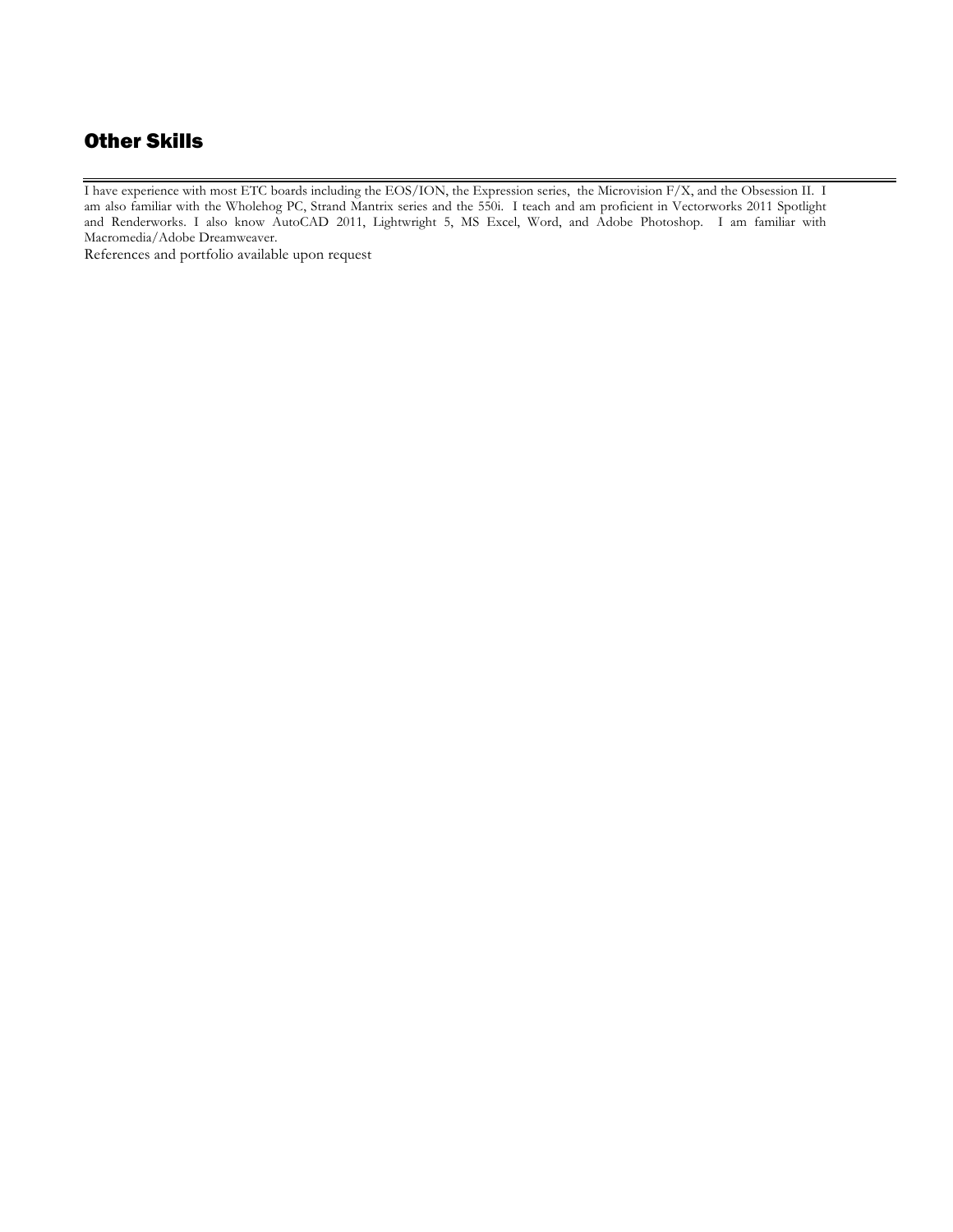## Other Skills

I have experience with most ETC boards including the EOS/ION, the Expression series, the Microvision F/X, and the Obsession II. I am also familiar with the Wholehog PC, Strand Mantrix series and the 550i. I teach and am proficient in Vectorworks 2011 Spotlight and Renderworks. I also know AutoCAD 2011, Lightwright 5, MS Excel, Word, and Adobe Photoshop. I am familiar with Macromedia/Adobe Dreamweaver.

References and portfolio available upon request